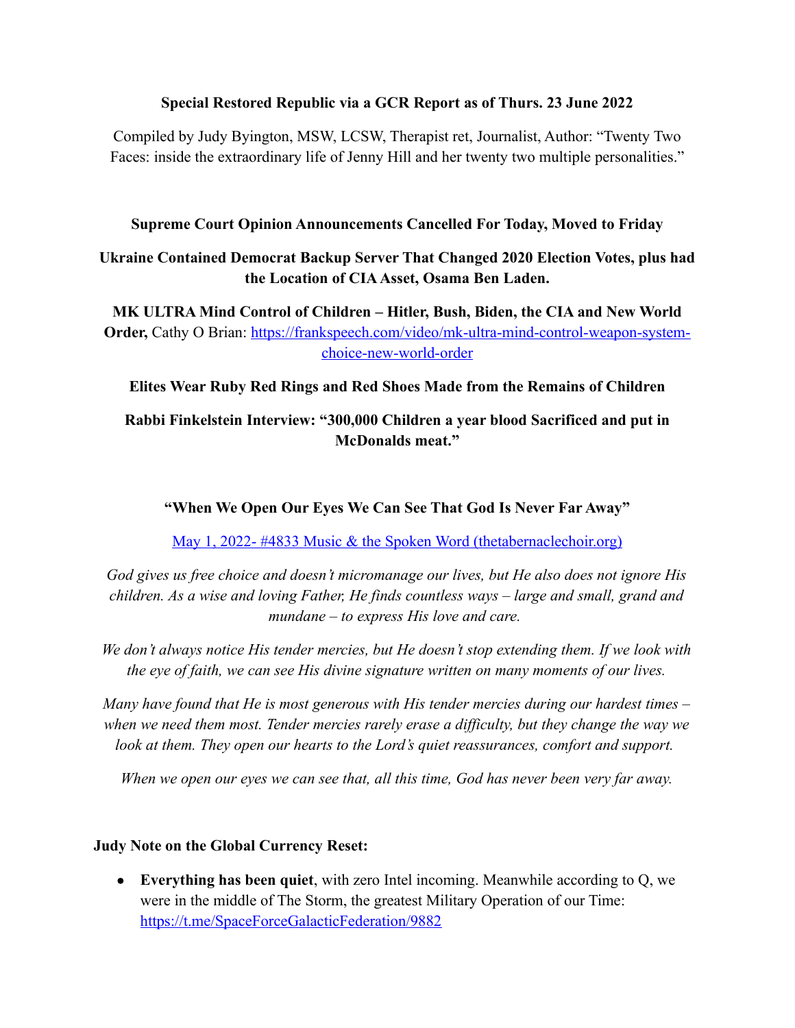**Special Restored Republic via a GCR Report as of Thurs. 23 June 2022**

Compiled by Judy Byington, MSW, LCSW, Therapist ret, Journalist, Author: "Twenty Two Faces: inside the extraordinary life of Jenny Hill and her twenty two multiple personalities."

**Supreme Court Opinion Announcements Cancelled For Today, Moved to Friday**

**Ukraine Contained Democrat Backup Server That Changed 2020 Election Votes, plus had the Location of CIA Asset, Osama Ben Laden.**

**MK ULTRA Mind Control of Children – Hitler, Bush, Biden, the CIA and New World Order,** Cathy O Brian: [https://frankspeech.com/video/mk-ultra-mind-control-weapon-system-choice-new-world-order](https://frankspeech.com/video/mk-ultra-mind-control-weapon-system-choice-new-world-order)

**Elites Wear Ruby Red Rings and Red Shoes Made from the Remains of Children**

**Rabbi Finkelstein Interview: "300,000 Children a year blood Sacrificed and put in McDonalds meat."**

**"When We Open Our Eyes We Can See That God Is Never Far Away"**

[May 1, 2022- #4833 Music & the Spoken Word (thetabernaclechoir.org)](thetabernaclechoir.org)

*God gives us free choice and doesn't micromanage our lives, but He also does not ignore His children. As a wise and loving Father, He finds countless ways – large and small, grand and mundane – to express His love and care.*

*We don't always notice His tender mercies, but He doesn't stop extending them. If we look with the eye of faith, we can see His divine signature written on many moments of our lives.*

*Many have found that He is most generous with His tender mercies during our hardest times – when we need them most. Tender mercies rarely erase a difficulty, but they change the way we look at them. They open our hearts to the Lord's quiet reassurances, comfort and support.*

*When we open our eyes we can see that, all this time, God has never been very far away.*

**Judy Note on the Global Currency Reset:**

- **Everything has been quiet**, with zero Intel incoming. Meanwhile according to Q, we were in the middle of The Storm, the greatest Military Operation of our Time: [https://t.me/SpaceForceGalacticFederation/9882](https://t.me/SpaceForceGalacticFederation/9882)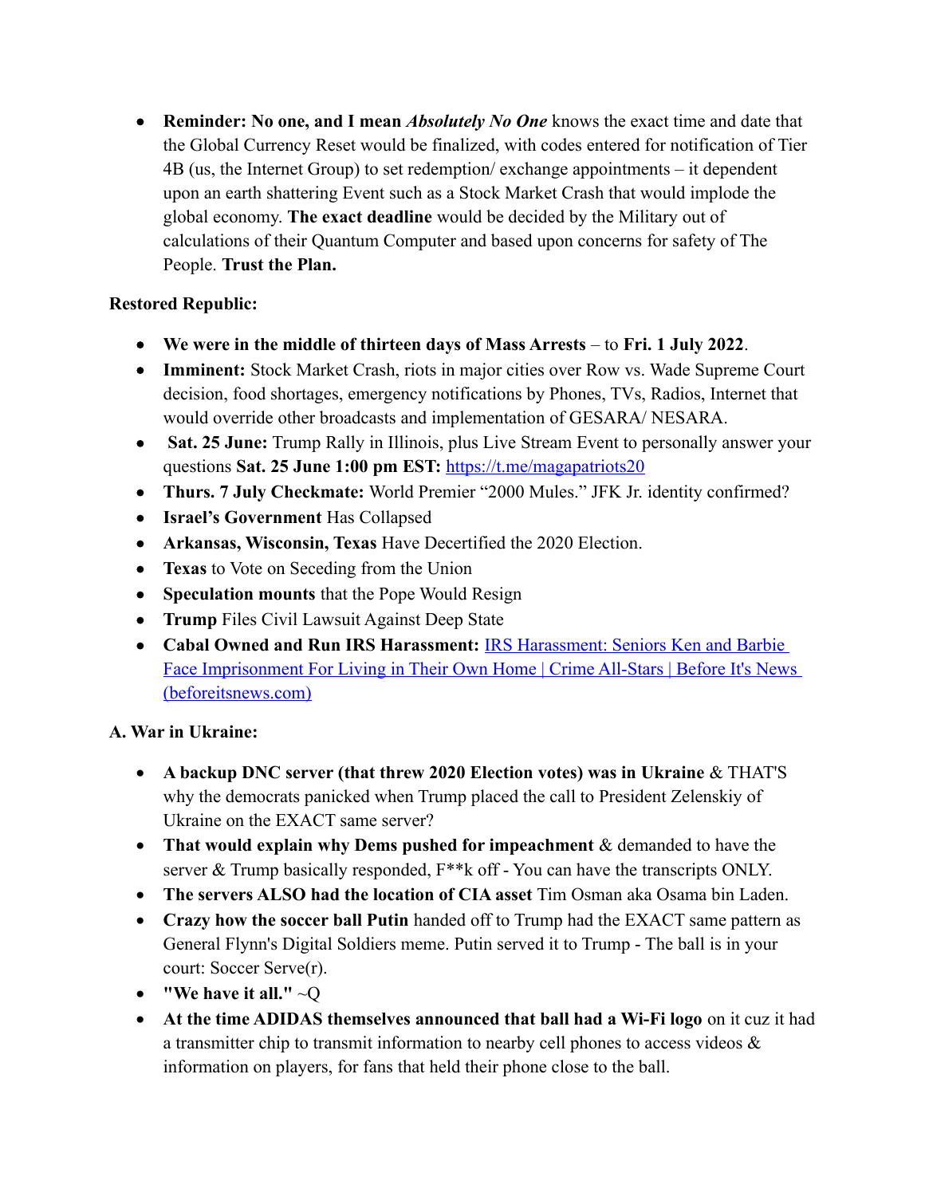- **Reminder: No one, and I mean *Absolutely No One*** knows the exact time and date that the Global Currency Reset would be finalized, with codes entered for notification of Tier 4B (us, the Internet Group) to set redemption/ exchange appointments – it dependent upon an earth shattering Event such as a Stock Market Crash that would implode the global economy. **The exact deadline** would be decided by the Military out of calculations of their Quantum Computer and based upon concerns for safety of The People. **Trust the Plan.**

**Restored Republic:**

- **We were in the middle of thirteen days of Mass Arrests** – to **Fri. 1 July 2022**.
- **Imminent:** Stock Market Crash, riots in major cities over Row vs. Wade Supreme Court decision, food shortages, emergency notifications by Phones, TVs, Radios, Internet that would override other broadcasts and implementation of GESARA/ NESARA.
- **Sat. 25 June:** Trump Rally in Illinois, plus Live Stream Event to personally answer your questions **Sat. 25 June 1:00 pm EST:** [https://t.me/magapatriots20](https://t.me/magapatriots20)
- **Thurs. 7 July Checkmate:** World Premier "2000 Mules." JFK Jr. identity confirmed?
- **Israel's Government** Has Collapsed
- **Arkansas, Wisconsin, Texas** Have Decertified the 2020 Election.
- **Texas** to Vote on Seceding from the Union
- **Speculation mounts** that the Pope Would Resign
- **Trump** Files Civil Lawsuit Against Deep State
- **Cabal Owned and Run IRS Harassment:** [IRS Harassment: Seniors Ken and Barbie Face Imprisonment For Living in Their Own Home | Crime All-Stars | Before It's News (beforeitsnews.com)](beforeitsnews.com)

**A. War in Ukraine:**

- **A backup DNC server (that threw 2020 Election votes) was in Ukraine** & THAT'S why the democrats panicked when Trump placed the call to President Zelenskiy of Ukraine on the EXACT same server?
- **That would explain why Dems pushed for impeachment** & demanded to have the server & Trump basically responded, F**k off - You can have the transcripts ONLY.
- **The servers ALSO had the location of CIA asset** Tim Osman aka Osama bin Laden.
- **Crazy how the soccer ball Putin** handed off to Trump had the EXACT same pattern as General Flynn's Digital Soldiers meme. Putin served it to Trump - The ball is in your court: Soccer Serve(r).
- **"We have it all."** ~Q
- **At the time ADIDAS themselves announced that ball had a Wi-Fi logo** on it cuz it had a transmitter chip to transmit information to nearby cell phones to access videos & information on players, for fans that held their phone close to the ball.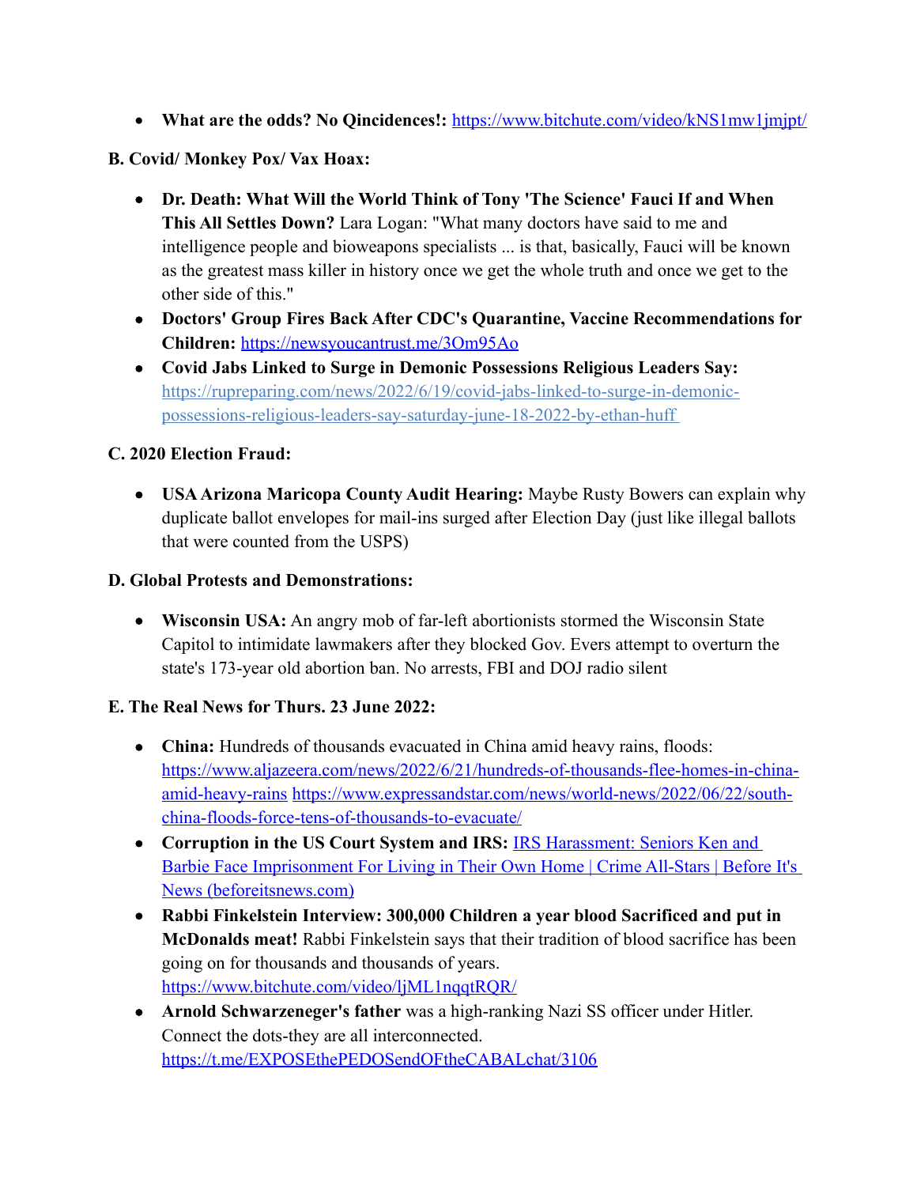- **What are the odds? No Qincidences!:** https://www.bitchute.com/video/kNS1mw1jmjpt/

**B. Covid/ Monkey Pox/ Vax Hoax:**

- **Dr. Death: What Will the World Think of Tony 'The Science' Fauci If and When This All Settles Down?** Lara Logan: "What many doctors have said to me and intelligence people and bioweapons specialists ... is that, basically, Fauci will be known as the greatest mass killer in history once we get the whole truth and once we get to the other side of this."
- **Doctors' Group Fires Back After CDC's Quarantine, Vaccine Recommendations for Children:** https://newsyoucantrust.me/3Om95Ao
- **Covid Jabs Linked to Surge in Demonic Possessions Religious Leaders Say:** https://rupreparing.com/news/2022/6/19/covid-jabs-linked-to-surge-in-demonic-possessions-religious-leaders-say-saturday-june-18-2022-by-ethan-huff

**C. 2020 Election Fraud:**

- **USA Arizona Maricopa County Audit Hearing:** Maybe Rusty Bowers can explain why duplicate ballot envelopes for mail-ins surged after Election Day (just like illegal ballots that were counted from the USPS)

**D. Global Protests and Demonstrations:**

- **Wisconsin USA:** An angry mob of far-left abortionists stormed the Wisconsin State Capitol to intimidate lawmakers after they blocked Gov. Evers attempt to overturn the state's 173-year old abortion ban. No arrests, FBI and DOJ radio silent

**E. The Real News for Thurs. 23 June 2022:**

- **China:** Hundreds of thousands evacuated in China amid heavy rains, floods: https://www.aljazeera.com/news/2022/6/21/hundreds-of-thousands-flee-homes-in-china-amid-heavy-rains https://www.expressandstar.com/news/world-news/2022/06/22/south-china-floods-force-tens-of-thousands-to-evacuate/
- **Corruption in the US Court System and IRS:** IRS Harassment: Seniors Ken and Barbie Face Imprisonment For Living in Their Own Home | Crime All-Stars | Before It's News (beforeitsnews.com)
- **Rabbi Finkelstein Interview: 300,000 Children a year blood Sacrificed and put in McDonalds meat!** Rabbi Finkelstein says that their tradition of blood sacrifice has been going on for thousands and thousands of years. https://www.bitchute.com/video/ljML1nqqtRQR/
- **Arnold Schwarzeneger's father** was a high-ranking Nazi SS officer under Hitler. Connect the dots-they are all interconnected. https://t.me/EXPOSEthePEDOSendOFtheCABALchat/3106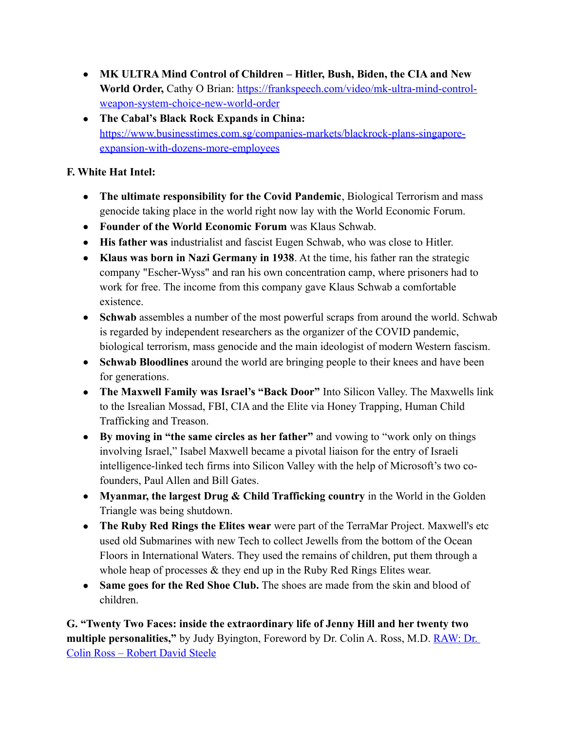- **MK ULTRA Mind Control of Children – Hitler, Bush, Biden, the CIA and New World Order,** Cathy O Brian: [https://frankspeech.com/video/mk-ultra-mind-control-weapon-system-choice-new-world-order](https://frankspeech.com/video/mk-ultra-mind-control-weapon-system-choice-new-world-order)
- **The Cabal's Black Rock Expands in China:** [https://www.businesstimes.com.sg/companies-markets/blackrock-plans-singapore-expansion-with-dozens-more-employees](https://www.businesstimes.com.sg/companies-markets/blackrock-plans-singapore-expansion-with-dozens-more-employees)

**F. White Hat Intel:**

- **The ultimate responsibility for the Covid Pandemic**, Biological Terrorism and mass genocide taking place in the world right now lay with the World Economic Forum.
- **Founder of the World Economic Forum** was Klaus Schwab.
- **His father was** industrialist and fascist Eugen Schwab, who was close to Hitler.
- **Klaus was born in Nazi Germany in 1938**. At the time, his father ran the strategic company "Escher-Wyss" and ran his own concentration camp, where prisoners had to work for free. The income from this company gave Klaus Schwab a comfortable existence.
- **Schwab** assembles a number of the most powerful scraps from around the world. Schwab is regarded by independent researchers as the organizer of the COVID pandemic, biological terrorism, mass genocide and the main ideologist of modern Western fascism.
- **Schwab Bloodlines** around the world are bringing people to their knees and have been for generations.
- **The Maxwell Family was Israel's "Back Door"** Into Silicon Valley. The Maxwells link to the Isrealian Mossad, FBI, CIA and the Elite via Honey Trapping, Human Child Trafficking and Treason.
- **By moving in "the same circles as her father"** and vowing to "work only on things involving Israel," Isabel Maxwell became a pivotal liaison for the entry of Israeli intelligence-linked tech firms into Silicon Valley with the help of Microsoft's two co-founders, Paul Allen and Bill Gates.
- **Myanmar, the largest Drug & Child Trafficking country** in the World in the Golden Triangle was being shutdown.
- **The Ruby Red Rings the Elites wear** were part of the TerraMar Project. Maxwell's etc used old Submarines with new Tech to collect Jewells from the bottom of the Ocean Floors in International Waters. They used the remains of children, put them through a whole heap of processes & they end up in the Ruby Red Rings Elites wear.
- **Same goes for the Red Shoe Club.** The shoes are made from the skin and blood of children.

**G. "Twenty Two Faces: inside the extraordinary life of Jenny Hill and her twenty two multiple personalities,"** by Judy Byington, Foreword by Dr. Colin A. Ross, M.D. [RAW: Dr. Colin Ross – Robert David Steele]()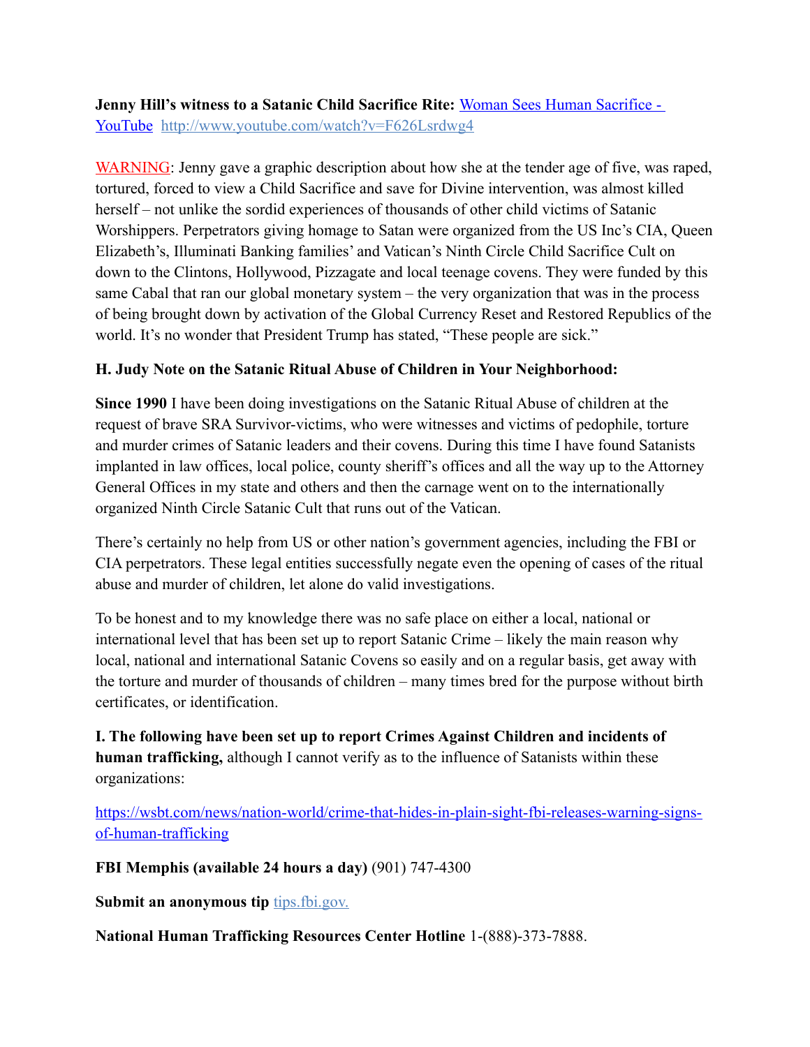**Jenny Hill's witness to a Satanic Child Sacrifice Rite:** [Woman Sees Human Sacrifice - YouTube](http://www.youtube.com/watch?v=F626Lsrdwg4) http://www.youtube.com/watch?v=F626Lsrdwg4

WARNING: Jenny gave a graphic description about how she at the tender age of five, was raped, tortured, forced to view a Child Sacrifice and save for Divine intervention, was almost killed herself – not unlike the sordid experiences of thousands of other child victims of Satanic Worshippers. Perpetrators giving homage to Satan were organized from the US Inc's CIA, Queen Elizabeth's, Illuminati Banking families' and Vatican's Ninth Circle Child Sacrifice Cult on down to the Clintons, Hollywood, Pizzagate and local teenage covens. They were funded by this same Cabal that ran our global monetary system – the very organization that was in the process of being brought down by activation of the Global Currency Reset and Restored Republics of the world. It's no wonder that President Trump has stated, "These people are sick."

**H. Judy Note on the Satanic Ritual Abuse of Children in Your Neighborhood:**

**Since 1990** I have been doing investigations on the Satanic Ritual Abuse of children at the request of brave SRA Survivor-victims, who were witnesses and victims of pedophile, torture and murder crimes of Satanic leaders and their covens. During this time I have found Satanists implanted in law offices, local police, county sheriff's offices and all the way up to the Attorney General Offices in my state and others and then the carnage went on to the internationally organized Ninth Circle Satanic Cult that runs out of the Vatican.

There's certainly no help from US or other nation's government agencies, including the FBI or CIA perpetrators. These legal entities successfully negate even the opening of cases of the ritual abuse and murder of children, let alone do valid investigations.

To be honest and to my knowledge there was no safe place on either a local, national or international level that has been set up to report Satanic Crime – likely the main reason why local, national and international Satanic Covens so easily and on a regular basis, get away with the torture and murder of thousands of children – many times bred for the purpose without birth certificates, or identification.

**I. The following have been set up to report Crimes Against Children and incidents of human trafficking,** although I cannot verify as to the influence of Satanists within these organizations:

https://wsbt.com/news/nation-world/crime-that-hides-in-plain-sight-fbi-releases-warning-signs-of-human-trafficking

**FBI Memphis (available 24 hours a day)** (901) 747-4300

**Submit an anonymous tip** tips.fbi.gov.

**National Human Trafficking Resources Center Hotline** 1-(888)-373-7888.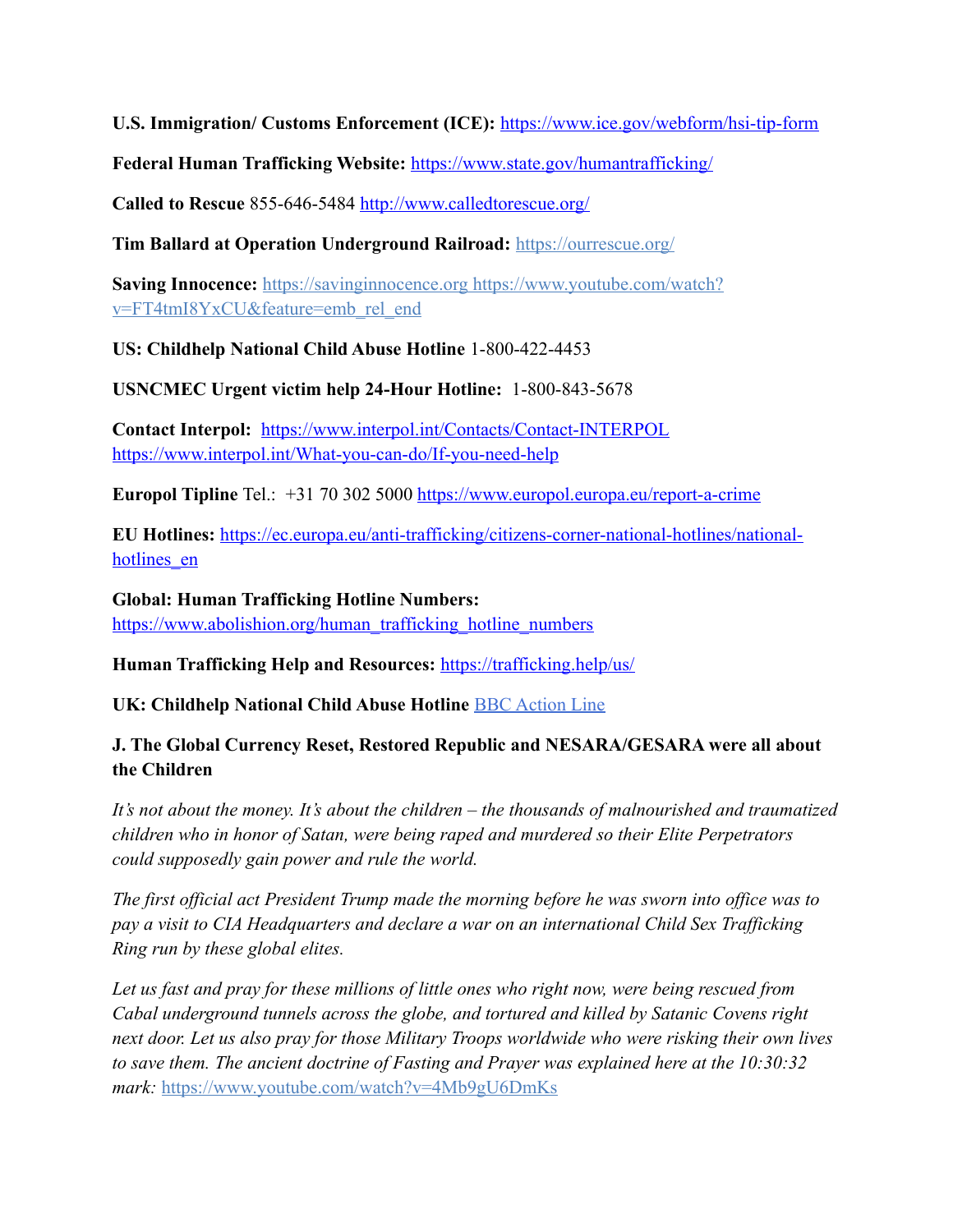**U.S. Immigration/ Customs Enforcement (ICE):** https://www.ice.gov/webform/hsi-tip-form

**Federal Human Trafficking Website:** https://www.state.gov/humantrafficking/

**Called to Rescue** 855-646-5484 http://www.calledtorescue.org/

**Tim Ballard at Operation Underground Railroad:** https://ourrescue.org/

**Saving Innocence:** https://savinginnocence.org https://www.youtube.com/watch?v=FT4tmI8YxCU&feature=emb_rel_end

**US: Childhelp National Child Abuse Hotline** 1-800-422-4453

**USNCMEC Urgent victim help 24-Hour Hotline:** 1-800-843-5678

**Contact Interpol:** https://www.interpol.int/Contacts/Contact-INTERPOL https://www.interpol.int/What-you-can-do/If-you-need-help

**Europol Tipline** Tel.: +31 70 302 5000 https://www.europol.europa.eu/report-a-crime

**EU Hotlines:** https://ec.europa.eu/anti-trafficking/citizens-corner-national-hotlines/national-hotlines_en

**Global: Human Trafficking Hotline Numbers:** https://www.abolishion.org/human_trafficking_hotline_numbers

**Human Trafficking Help and Resources:** https://trafficking.help/us/

**UK: Childhelp National Child Abuse Hotline** BBC Action Line

### J. The Global Currency Reset, Restored Republic and NESARA/GESARA were all about the Children

*It's not about the money. It's about the children – the thousands of malnourished and traumatized children who in honor of Satan, were being raped and murdered so their Elite Perpetrators could supposedly gain power and rule the world.*

*The first official act President Trump made the morning before he was sworn into office was to pay a visit to CIA Headquarters and declare a war on an international Child Sex Trafficking Ring run by these global elites.*

*Let us fast and pray for these millions of little ones who right now, were being rescued from Cabal underground tunnels across the globe, and tortured and killed by Satanic Covens right next door. Let us also pray for those Military Troops worldwide who were risking their own lives to save them. The ancient doctrine of Fasting and Prayer was explained here at the 10:30:32 mark:* https://www.youtube.com/watch?v=4Mb9gU6DmKs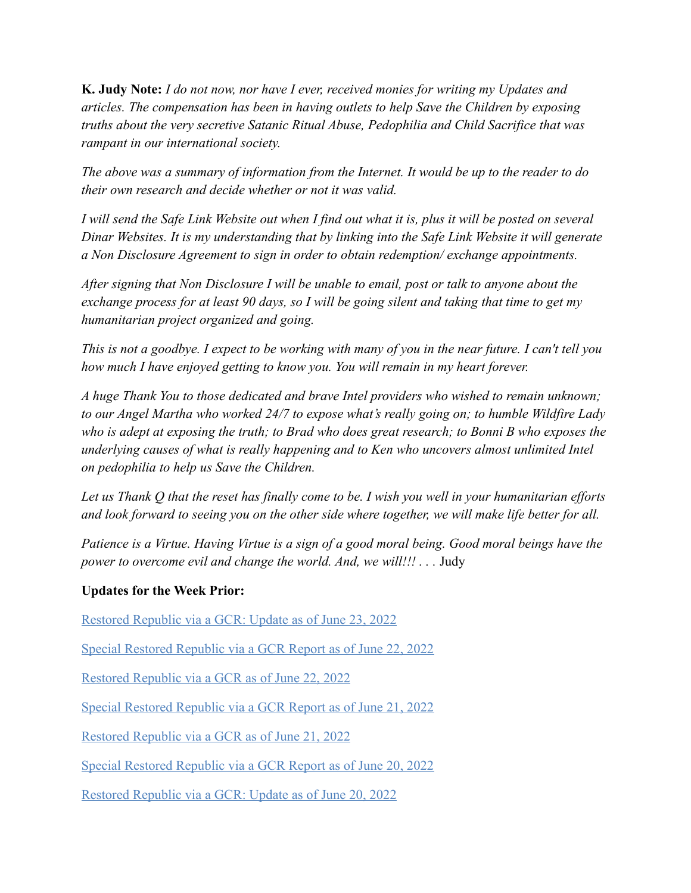**K. Judy Note:** *I do not now, nor have I ever, received monies for writing my Updates and articles. The compensation has been in having outlets to help Save the Children by exposing truths about the very secretive Satanic Ritual Abuse, Pedophilia and Child Sacrifice that was rampant in our international society.*

*The above was a summary of information from the Internet. It would be up to the reader to do their own research and decide whether or not it was valid.*

*I will send the Safe Link Website out when I find out what it is, plus it will be posted on several Dinar Websites. It is my understanding that by linking into the Safe Link Website it will generate a Non Disclosure Agreement to sign in order to obtain redemption/ exchange appointments.*

*After signing that Non Disclosure I will be unable to email, post or talk to anyone about the exchange process for at least 90 days, so I will be going silent and taking that time to get my humanitarian project organized and going.*

*This is not a goodbye. I expect to be working with many of you in the near future. I can't tell you how much I have enjoyed getting to know you. You will remain in my heart forever.*

*A huge Thank You to those dedicated and brave Intel providers who wished to remain unknown; to our Angel Martha who worked 24/7 to expose what's really going on; to humble Wildfire Lady who is adept at exposing the truth; to Brad who does great research; to Bonni B who exposes the underlying causes of what is really happening and to Ken who uncovers almost unlimited Intel on pedophilia to help us Save the Children.*

*Let us Thank Q that the reset has finally come to be. I wish you well in your humanitarian efforts and look forward to seeing you on the other side where together, we will make life better for all.*

*Patience is a Virtue. Having Virtue is a sign of a good moral being. Good moral beings have the power to overcome evil and change the world. And, we will!!! . . .* Judy

**Updates for the Week Prior:**

Restored Republic via a GCR: Update as of June 23, 2022

Special Restored Republic via a GCR Report as of June 22, 2022

Restored Republic via a GCR as of June 22, 2022

Special Restored Republic via a GCR Report as of June 21, 2022

Restored Republic via a GCR as of June 21, 2022

Special Restored Republic via a GCR Report as of June 20, 2022

Restored Republic via a GCR: Update as of June 20, 2022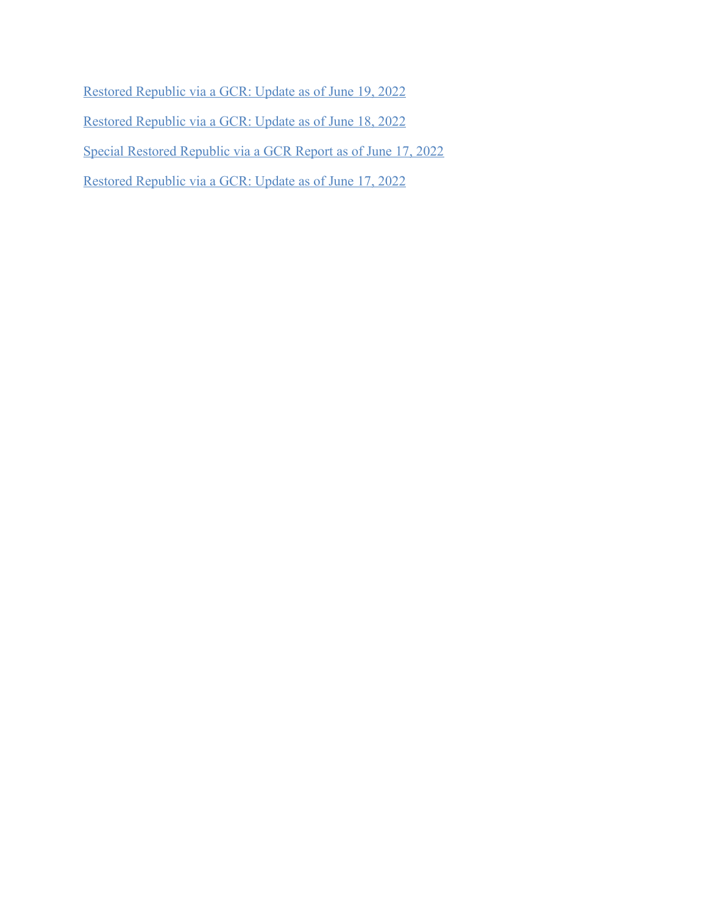Restored Republic via a GCR: Update as of June 19, 2022

Restored Republic via a GCR: Update as of June 18, 2022

Special Restored Republic via a GCR Report as of June 17, 2022

Restored Republic via a GCR: Update as of June 17, 2022